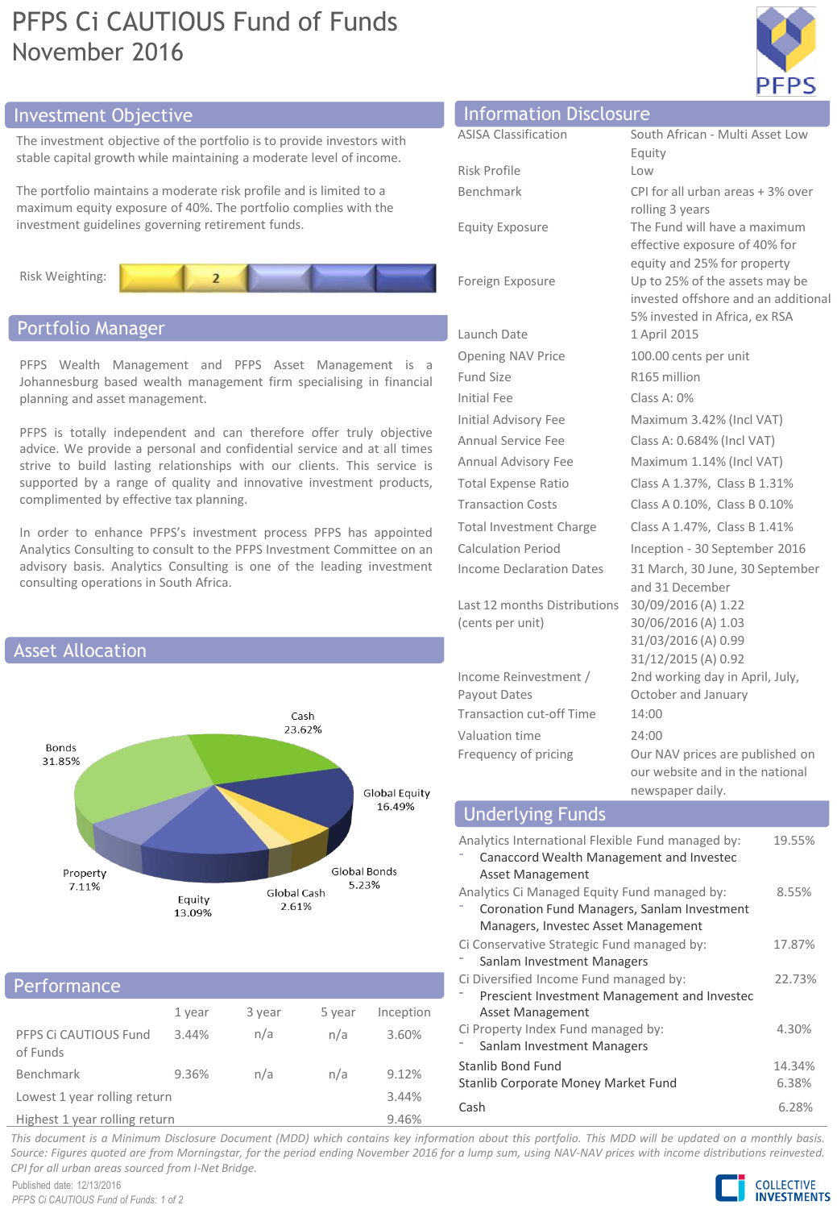# PFPS Ci CAUTIOUS Fund of Funds
November 2016

## Investment Objective

The investment objective of the portfolio is to provide investors with stable capital growth while maintaining a moderate level of income.

The portfolio maintains a moderate risk profile and is limited to a maximum equity exposure of 40%. The portfolio complies with the investment guidelines governing retirement funds.

Risk Weighting: 2

## Portfolio Manager

PFPS Wealth Management and PFPS Asset Management is a Johannesburg based wealth management firm specialising in financial planning and asset management.

PFPS is totally independent and can therefore offer truly objective advice. We provide a personal and confidential service and at all times strive to build lasting relationships with our clients. This service is supported by a range of quality and innovative investment products, complimented by effective tax planning.

In order to enhance PFPS's investment process PFPS has appointed Analytics Consulting to consult to the PFPS Investment Committee on an advisory basis. Analytics Consulting is one of the leading investment consulting operations in South Africa.

## Asset Allocation

| Asset | Allocation |
|---|---|
| Cash | 23.62% |
| Global Equity | 16.49% |
| Global Bonds | 5.23% |
| Global Cash | 2.61% |
| Equity | 13.09% |
| Property | 7.11% |
| Bonds | 31.85% |

## Performance

| | 1 year | 3 year | 5 year | Inception |
|---|---|---|---|---|
| PFPS Ci CAUTIOUS Fund of Funds | 3.44% | n/a | n/a | 3.60% |
| Benchmark | 9.36% | n/a | n/a | 9.12% |
| Lowest 1 year rolling return | | | | 3.44% |
| Highest 1 year rolling return | | | | 9.46% |

## Information Disclosure

| | |
|---|---|
| ASISA Classification | South African - Multi Asset Low Equity |
| Risk Profile | Low |
| Benchmark | CPI for all urban areas + 3% over rolling 3 years |
| Equity Exposure | The Fund will have a maximum effective exposure of 40% for equity and 25% for property |
| Foreign Exposure | Up to 25% of the assets may be invested offshore and an additional 5% invested in Africa, ex RSA |
| Launch Date | 1 April 2015 |
| Opening NAV Price | 100.00 cents per unit |
| Fund Size | R165 million |
| Initial Fee | Class A: 0% |
| Initial Advisory Fee | Maximum 3.42% (Incl VAT) |
| Annual Service Fee | Class A: 0.684% (Incl VAT) |
| Annual Advisory Fee | Maximum 1.14% (Incl VAT) |
| Total Expense Ratio | Class A 1.37%, Class B 1.31% |
| Transaction Costs | Class A 0.10%, Class B 0.10% |
| Total Investment Charge | Class A 1.47%, Class B 1.41% |
| Calculation Period | Inception - 30 September 2016 |
| Income Declaration Dates | 31 March, 30 June, 30 September and 31 December |
| Last 12 months Distributions (cents per unit) | 30/09/2016 (A) 1.22<br>30/06/2016 (A) 1.03<br>31/03/2016 (A) 0.99<br>31/12/2015 (A) 0.92 |
| Income Reinvestment / Payout Dates | 2nd working day in April, July, October and January |
| Transaction cut-off Time | 14:00 |
| Valuation time | 24:00 |
| Frequency of pricing | Our NAV prices are published on our website and in the national newspaper daily. |

## Underlying Funds

| Fund | Weight |
|---|---|
| Analytics International Flexible Fund managed by:<br>- Canaccord Wealth Management and Investec Asset Management | 19.55% |
| Analytics Ci Managed Equity Fund managed by:<br>- Coronation Fund Managers, Sanlam Investment Managers, Investec Asset Management | 8.55% |
| Ci Conservative Strategic Fund managed by:<br>- Sanlam Investment Managers | 17.87% |
| Ci Diversified Income Fund managed by:<br>- Prescient Investment Management and Investec Asset Management | 22.73% |
| Ci Property Index Fund managed by:<br>- Sanlam Investment Managers | 4.30% |
| Stanlib Bond Fund | 14.34% |
| Stanlib Corporate Money Market Fund | 6.38% |
| Cash | 6.28% |

*This document is a Minimum Disclosure Document (MDD) which contains key information about this portfolio. This MDD will be updated on a monthly basis. Source: Figures quoted are from Morningstar, for the period ending November 2016 for a lump sum, using NAV-NAV prices with income distributions reinvested. CPI for all urban areas sourced from I-Net Bridge.*

Published date: 12/13/2016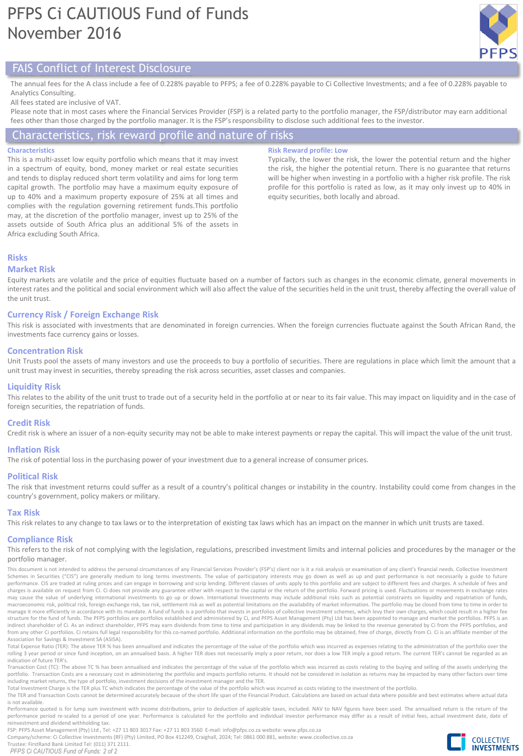# PFPS Ci CAUTIOUS Fund of Funds
# November 2016

## FAIS Conflict of Interest Disclosure

The annual fees for the A class include a fee of 0.228% payable to PFPS; a fee of 0.228% payable to Ci Collective Investments; and a fee of 0.228% payable to Analytics Consulting.

All fees stated are inclusive of VAT.

Please note that in most cases where the Financial Services Provider (FSP) is a related party to the portfolio manager, the FSP/distributor may earn additional fees other than those charged by the portfolio manager. It is the FSP's responsibility to disclose such additional fees to the investor.

## Characteristics, risk reward profile and nature of risks

### Characteristics

This is a multi-asset low equity portfolio which means that it may invest in a spectrum of equity, bond, money market or real estate securities and tends to display reduced short term volatility and aims for long term capital growth. The portfolio may have a maximum equity exposure of up to 40% and a maximum property exposure of 25% at all times and complies with the regulation governing retirement funds.This portfolio may, at the discretion of the portfolio manager, invest up to 25% of the assets outside of South Africa plus an additional 5% of the assets in Africa excluding South Africa.

### Risk Reward profile: Low

Typically, the lower the risk, the lower the potential return and the higher the risk, the higher the potential return. There is no guarantee that returns will be higher when investing in a portfolio with a higher risk profile. The risk profile for this portfolio is rated as low, as it may only invest up to 40% in equity securities, both locally and abroad.

### Risks

### Market Risk

Equity markets are volatile and the price of equities fluctuate based on a number of factors such as changes in the economic climate, general movements in interest rates and the political and social environment which will also affect the value of the securities held in the unit trust, thereby affecting the overall value of the unit trust.

### Currency Risk / Foreign Exchange Risk

This risk is associated with investments that are denominated in foreign currencies. When the foreign currencies fluctuate against the South African Rand, the investments face currency gains or losses.

### Concentration Risk

Unit Trusts pool the assets of many investors and use the proceeds to buy a portfolio of securities. There are regulations in place which limit the amount that a unit trust may invest in securities, thereby spreading the risk across securities, asset classes and companies.

### Liquidity Risk

This relates to the ability of the unit trust to trade out of a security held in the portfolio at or near to its fair value. This may impact on liquidity and in the case of foreign securities, the repatriation of funds.

### Credit Risk

Credit risk is where an issuer of a non-equity security may not be able to make interest payments or repay the capital. This will impact the value of the unit trust.

### Inflation Risk

The risk of potential loss in the purchasing power of your investment due to a general increase of consumer prices.

### Political Risk

The risk that investment returns could suffer as a result of a country's political changes or instability in the country. Instability could come from changes in the country's government, policy makers or military.

### Tax Risk

This risk relates to any change to tax laws or to the interpretation of existing tax laws which has an impact on the manner in which unit trusts are taxed.

### Compliance Risk

This refers to the risk of not complying with the legislation, regulations, prescribed investment limits and internal policies and procedures by the manager or the portfolio manager.

This document is not intended to address the personal circumstances of any Financial Services Provider's (FSP's) client nor is it a risk analysis or examination of any client's financial needs. Collective Investment Schemes in Securities ("CIS") are generally medium to long terms investments. The value of participatory interests may go down as well as up and past performance is not necessarily a guide to future performance. CIS are traded at ruling prices and can engage in borrowing and scrip lending. Different classes of units apply to this portfolio and are subject to different fees and charges. A schedule of fees and charges is available on request from Ci. Ci does not provide any guarantee either with respect to the capital or the return of the portfolio. Forward pricing is used. Fluctuations or movements in exchange rates may cause the value of underlying international investments to go up or down. International Investments may include additional risks such as potential constraints on liquidity and repatriation of funds, macroeconomic risk, political risk, foreign exchange risk, tax risk, settlement risk as well as potential limitations on the availability of market information. The portfolio may be closed from time to time in order to manage it more efficiently in accordance with its mandate. A fund of funds is a portfolio that invests in portfolios of collective investment schemes, which levy their own charges, which could result in a higher fee structure for the fund of funds. The PFPS portfolios are portfolios established and administered by Ci, and PFPS Asset Management (Pty) Ltd has been appointed to manage and market the portfolios. PFPS is an indirect shareholder of Ci. As an indirect shareholder, PFPS may earn dividends from time to time and participation in any dividends may be linked to the revenue generated by Ci from the PFPS portfolios, and from any other Ci portfolios. Ci retains full legal responsibility for this co-named portfolio. Additional information on the portfolio may be obtained, free of charge, directly from Ci. Ci is an affiliate member of the Association for Savings & Investment SA (ASISA).

Total Expense Ratio (TER): The above TER % has been annualised and indicates the percentage of the value of the portfolio which was incurred as expenses relating to the administration of the portfolio over the rolling 3 year period or since fund inception, on an annualised basis. A higher TER does not necessarily imply a poor return, nor does a low TER imply a good return. The current TER's cannot be regarded as an indication of future TER's.

Transaction Cost (TC): The above TC % has been annualised and indicates the percentage of the value of the portfolio which was incurred as costs relating to the buying and selling of the assets underlying the portfolio. Transaction Costs are a necessary cost in administering the portfolio and impacts portfolio returns. It should not be considered in isolation as returns may be impacted by many other factors over time including market returns, the type of portfolio, investment decisions of the investment manager and the TER.

Total Investment Charge is the TER plus TC which indicates the percentage of the value of the portfolio which was incurred as costs relating to the investment of the portfolio.

The TER and Transaction Costs cannot be determined accurately because of the short life span of the Financial Product. Calculations are based on actual data where possible and best estimates where actual data is not available.

Performance quoted is for lump sum investment with income distributions, prior to deduction of applicable taxes, included. NAV to NAV figures have been used. The annualised return is the return of the performance period re-scaled to a period of one year. Performance is calculated for the portfolio and individual investor performance may differ as a result of initial fees, actual investment date, date of reinvestment and dividend withholding tax.

FSP: PFPS Asset Management (Pty) Ltd , Tel: +27 11 803 3017 Fax: +27 11 803 3560 E-mail: info@pfps.co.za website: www.pfps.co.za

Company/scheme: Ci Collective Investments (RF) (Pty) Limited, PO Box 412249, Craighall, 2024; Tel: 0861 000 881, website: www.cicollective.co.za

Trustee: FirstRand Bank Limited Tel: (011) 371 2111.